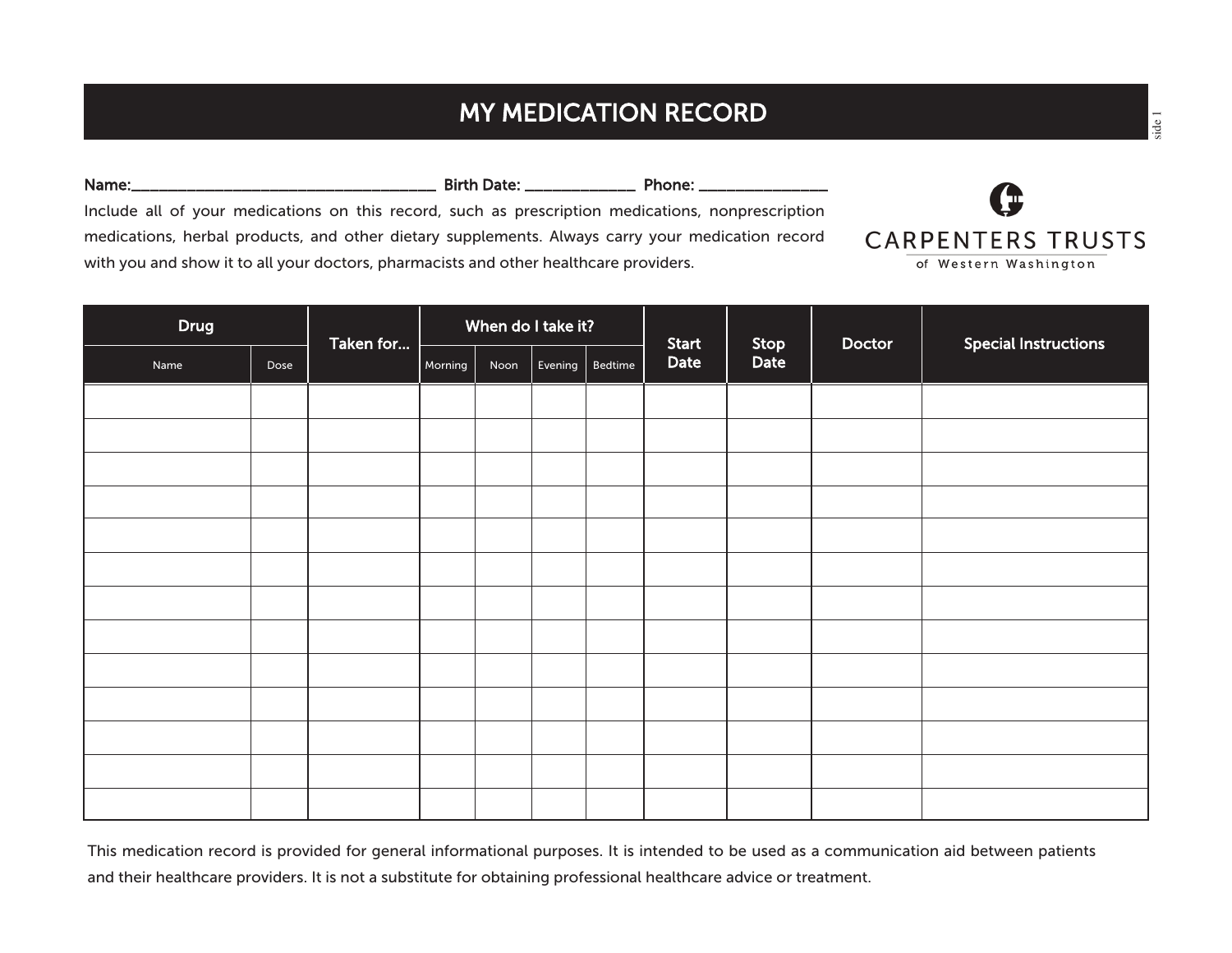# MY MEDICATION RECORD

**Name:**_______________________________________ **Birth Date:** ______________ **Phone:** _________________

Include all of your medications on this record, such as prescription medications, nonprescription medications, herbal products, and other dietary supplements. Always carry your medication record with you and show it to all your doctors, pharmacists and other healthcare providers.

CARPENTERS TRUSTS
of Western Washington

| Drug | | Taken for... | When do I take it? | | | | Start Date | Stop Date | Doctor | Special Instructions |
|---|---|---|---|---|---|---|---|---|---|---|
| Name | Dose | | Morning | Noon | Evening | Bedtime | | | | |
| | | | | | | | | | | |
| | | | | | | | | | | |
| | | | | | | | | | | |
| | | | | | | | | | | |
| | | | | | | | | | | |
| | | | | | | | | | | |
| | | | | | | | | | | |
| | | | | | | | | | | |
| | | | | | | | | | | |
| | | | | | | | | | | |
| | | | | | | | | | | |
| | | | | | | | | | | |
| | | | | | | | | | | |

This medication record is provided for general informational purposes. It is intended to be used as a communication aid between patients and their healthcare providers. It is not a substitute for obtaining professional healthcare advice or treatment.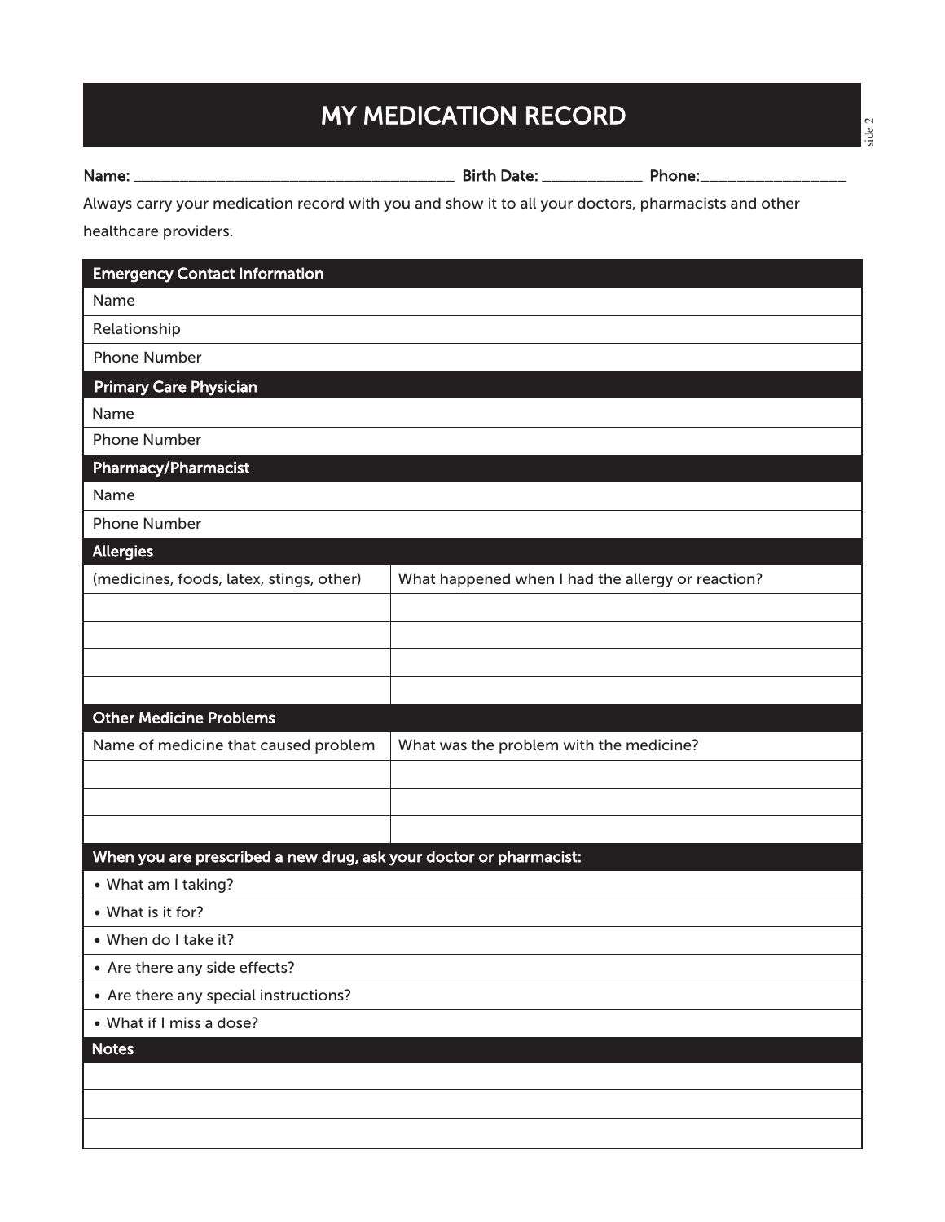# MY MEDICATION RECORD

**Name:** ________________________________________ **Birth Date:** ____________ **Phone:**__________________

Always carry your medication record with you and show it to all your doctors, pharmacists and other healthcare providers.

| Emergency Contact Information | |
|---|---|
| Name | |
| Relationship | |
| Phone Number | |
| **Primary Care Physician** | |
| Name | |
| Phone Number | |
| **Pharmacy/Pharmacist** | |
| Name | |
| Phone Number | |
| **Allergies** | |
| (medicines, foods, latex, stings, other) | What happened when I had the allergy or reaction? |
| | |
| | |
| | |
| | |
| **Other Medicine Problems** | |
| Name of medicine that caused problem | What was the problem with the medicine? |
| | |
| | |
| | |
| **When you are prescribed a new drug, ask your doctor or pharmacist:** | |
| • What am I taking? | |
| • What is it for? | |
| • When do I take it? | |
| • Are there any side effects? | |
| • Are there any special instructions? | |
| • What if I miss a dose? | |
| **Notes** | |
| | |
| | |
| | |